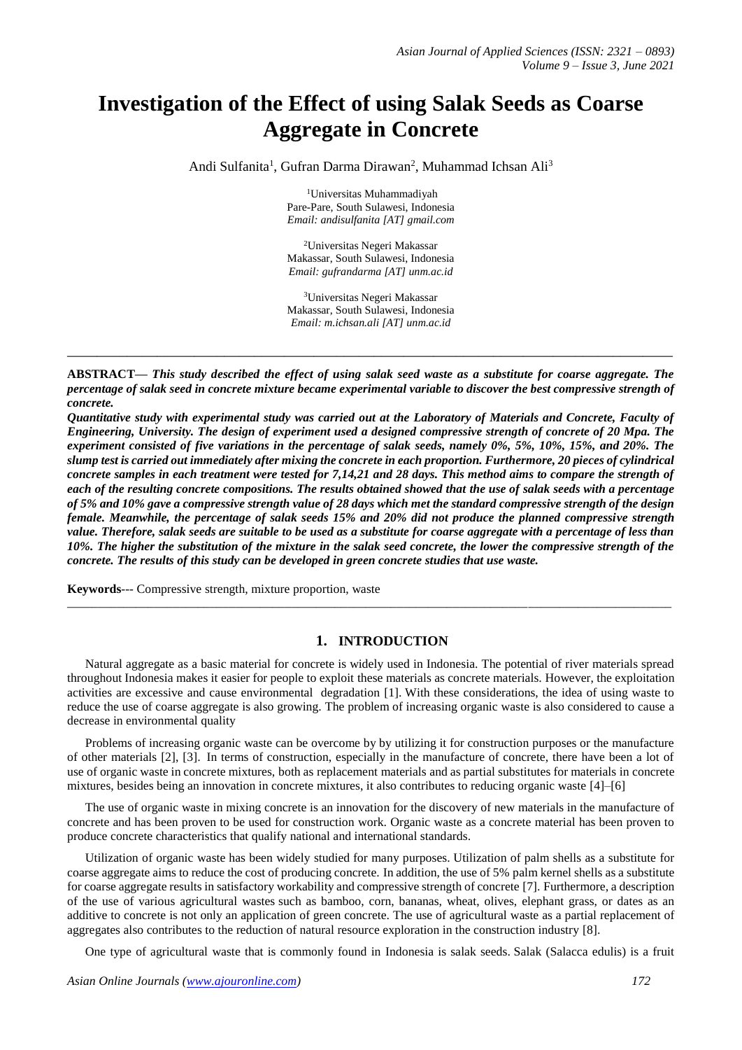# Investigation of the Effect of using Salak Seeds as Coarse Aggregate in Concrete

Andi Sulfanita[1], Gufran Darma Dirawan[2], Muhammad Ichsan Ali[3]

[1]Universitas Muhammadiyah
Pare-Pare, South Sulawesi, Indonesia
*Email: andisulfanita [AT] gmail.com*

[2]Universitas Negeri Makassar
Makassar, South Sulawesi, Indonesia
*Email: gufrandarma [AT] unm.ac.id*

[3]Universitas Negeri Makassar
Makassar, South Sulawesi, Indonesia
*Email: m.ichsan.ali [AT] unm.ac.id*

---

**ABSTRACT—** ***This study described the effect of using salak seed waste as a substitute for coarse aggregate. The percentage of salak seed in concrete mixture became experimental variable to discover the best compressive strength of concrete.***

***Quantitative study with experimental study was carried out at the Laboratory of Materials and Concrete, Faculty of Engineering, University. The design of experiment used a designed compressive strength of concrete of 20 Mpa. The experiment consisted of five variations in the percentage of salak seeds, namely 0%, 5%, 10%, 15%, and 20%. The slump test is carried out immediately after mixing the concrete in each proportion. Furthermore, 20 pieces of cylindrical concrete samples in each treatment were tested for 7,14,21 and 28 days. This method aims to compare the strength of each of the resulting concrete compositions. The results obtained showed that the use of salak seeds with a percentage of 5% and 10% gave a compressive strength value of 28 days which met the standard compressive strength of the design female. Meanwhile, the percentage of salak seeds 15% and 20% did not produce the planned compressive strength value. Therefore, salak seeds are suitable to be used as a substitute for coarse aggregate with a percentage of less than 10%. The higher the substitution of the mixture in the salak seed concrete, the lower the compressive strength of the concrete. The results of this study can be developed in green concrete studies that use waste.***

**Keywords**--- Compressive strength, mixture proportion, waste

---

## 1. INTRODUCTION

Natural aggregate as a basic material for concrete is widely used in Indonesia. The potential of river materials spread throughout Indonesia makes it easier for people to exploit these materials as concrete materials. However, the exploitation activities are excessive and cause environmental degradation [1]. With these considerations, the idea of using waste to reduce the use of coarse aggregate is also growing. The problem of increasing organic waste is also considered to cause a decrease in environmental quality

Problems of increasing organic waste can be overcome by by utilizing it for construction purposes or the manufacture of other materials [2], [3]. In terms of construction, especially in the manufacture of concrete, there have been a lot of use of organic waste in concrete mixtures, both as replacement materials and as partial substitutes for materials in concrete mixtures, besides being an innovation in concrete mixtures, it also contributes to reducing organic waste [4]–[6]

The use of organic waste in mixing concrete is an innovation for the discovery of new materials in the manufacture of concrete and has been proven to be used for construction work. Organic waste as a concrete material has been proven to produce concrete characteristics that qualify national and international standards.

Utilization of organic waste has been widely studied for many purposes. Utilization of palm shells as a substitute for coarse aggregate aims to reduce the cost of producing concrete. In addition, the use of 5% palm kernel shells as a substitute for coarse aggregate results in satisfactory workability and compressive strength of concrete [7]. Furthermore, a description of the use of various agricultural wastes such as bamboo, corn, bananas, wheat, olives, elephant grass, or dates as an additive to concrete is not only an application of green concrete. The use of agricultural waste as a partial replacement of aggregates also contributes to the reduction of natural resource exploration in the construction industry [8].

One type of agricultural waste that is commonly found in Indonesia is salak seeds. Salak (Salacca edulis) is a fruit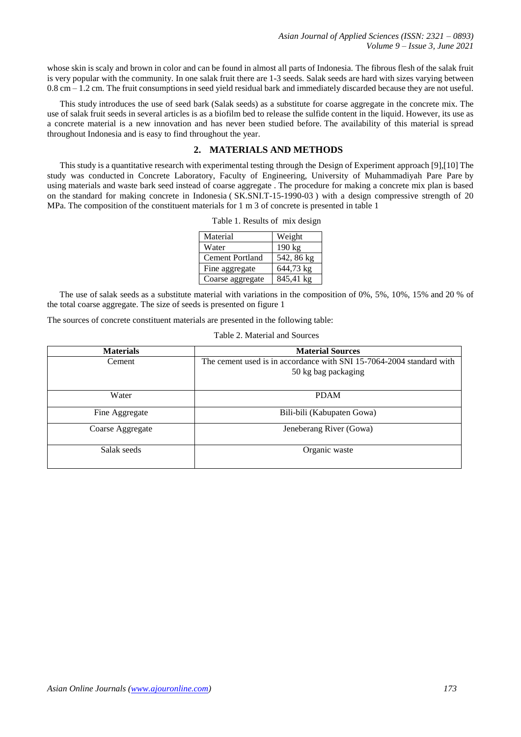whose skin is scaly and brown in color and can be found in almost all parts of Indonesia. The fibrous flesh of the salak fruit is very popular with the community. In one salak fruit there are 1-3 seeds. Salak seeds are hard with sizes varying between 0.8 cm – 1.2 cm. The fruit consumptions in seed yield residual bark and immediately discarded because they are not useful.

This study introduces the use of seed bark (Salak seeds) as a substitute for coarse aggregate in the concrete mix. The use of salak fruit seeds in several articles is as a biofilm bed to release the sulfide content in the liquid. However, its use as a concrete material is a new innovation and has never been studied before. The availability of this material is spread throughout Indonesia and is easy to find throughout the year.

## 2. MATERIALS AND METHODS

This study is a quantitative research with experimental testing through the Design of Experiment approach [9],[10] The study was conducted in Concrete Laboratory, Faculty of Engineering, University of Muhammadiyah Pare Pare by using materials and waste bark seed instead of coarse aggregate . The procedure for making a concrete mix plan is based on the standard for making concrete in Indonesia ( SK.SNI.T-15-1990-03 ) with a design compressive strength of 20 MPa. The composition of the constituent materials for 1 m 3 of concrete is presented in table 1

Table 1. Results of mix design

| Material | Weight |
|---|---|
| Water | 190 kg |
| Cement Portland | 542, 86 kg |
| Fine aggregate | 644,73 kg |
| Coarse aggregate | 845,41 kg |

The use of salak seeds as a substitute material with variations in the composition of 0%, 5%, 10%, 15% and 20 % of the total coarse aggregate. The size of seeds is presented on figure 1

The sources of concrete constituent materials are presented in the following table:

Table 2. Material and Sources

| **Materials** | **Material Sources** |
|---|---|
| Cement | The cement used is in accordance with SNI 15-7064-2004 standard with 50 kg bag packaging |
| Water | PDAM |
| Fine Aggregate | Bili-bili (Kabupaten Gowa) |
| Coarse Aggregate | Jeneberang River (Gowa) |
| Salak seeds | Organic waste |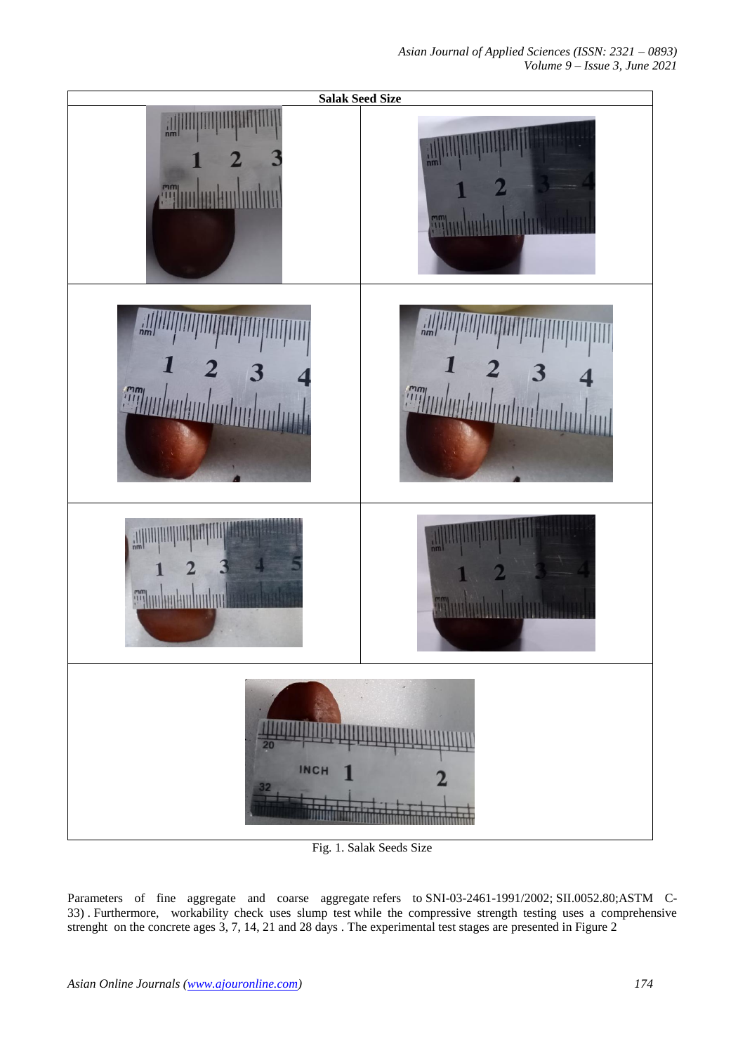**Salak Seed Size**

Fig. 1. Salak Seeds Size

Parameters of fine aggregate and coarse aggregate refers to SNI-03-2461-1991/2002; SII.0052.80;ASTM C-33) . Furthermore, workability check uses slump test while the compressive strength testing uses a comprehensive strenght on the concrete ages 3, 7, 14, 21 and 28 days . The experimental test stages are presented in Figure 2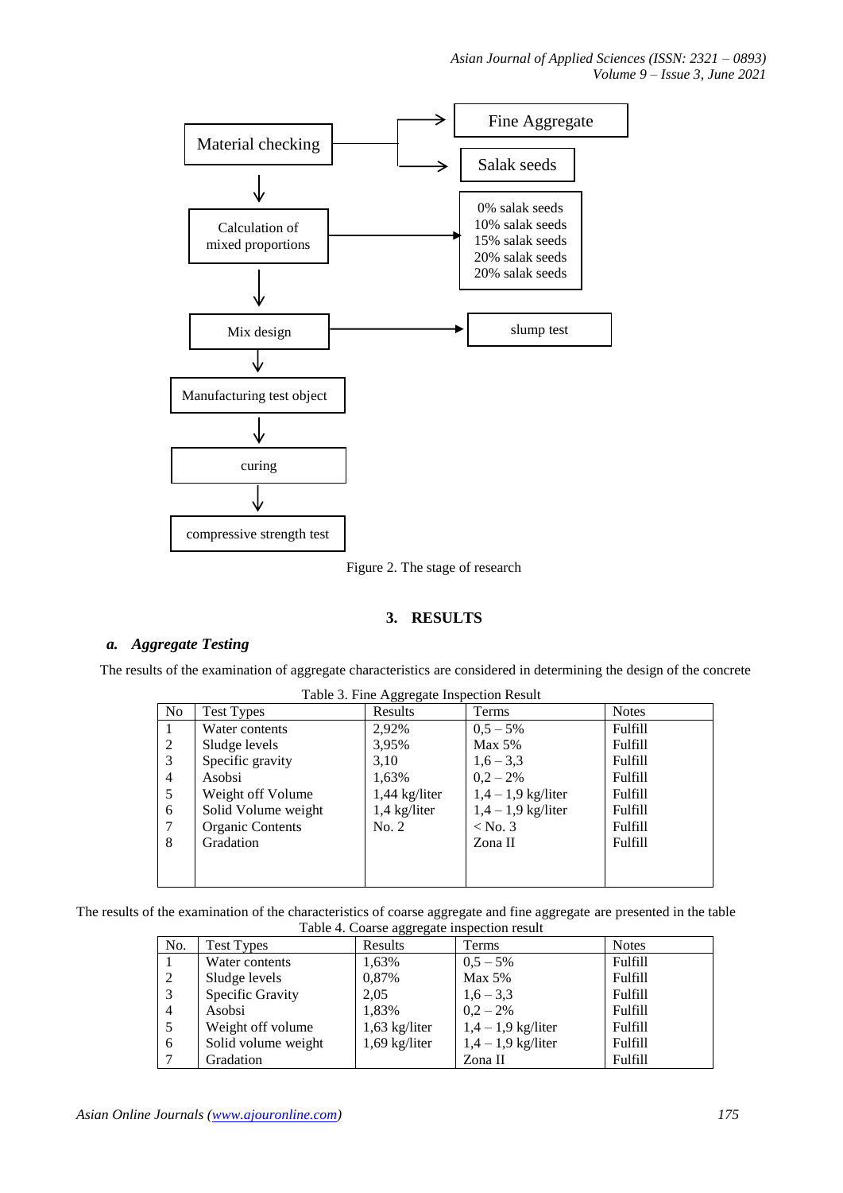Material checking → Fine Aggregate; Salak seeds

Calculation of mixed proportions → 0% salak seeds, 10% salak seeds, 15% salak seeds, 20% salak seeds, 20% salak seeds

Mix design → slump test

Manufacturing test object

curing

compressive strength test

Figure 2. The stage of research

## 3. RESULTS

### *a. Aggregate Testing*

The results of the examination of aggregate characteristics are considered in determining the design of the concrete

Table 3. Fine Aggregate Inspection Result

| No | Test Types | Results | Terms | Notes |
|---|---|---|---|---|
| 1 | Water contents | 2,92% | 0,5 – 5% | Fulfill |
| 2 | Sludge levels | 3,95% | Max 5% | Fulfill |
| 3 | Specific gravity | 3,10 | 1,6 – 3,3 | Fulfill |
| 4 | Asobsi | 1,63% | 0,2 – 2% | Fulfill |
| 5 | Weight off Volume | 1,44 kg/liter | 1,4 – 1,9 kg/liter | Fulfill |
| 6 | Solid Volume weight | 1,4 kg/liter | 1,4 – 1,9 kg/liter | Fulfill |
| 7 | Organic Contents | No. 2 | < No. 3 | Fulfill |
| 8 | Gradation | | Zona II | Fulfill |

The results of the examination of the characteristics of coarse aggregate and fine aggregate are presented in the table

Table 4. Coarse aggregate inspection result

| No. | Test Types | Results | Terms | Notes |
|---|---|---|---|---|
| 1 | Water contents | 1,63% | 0,5 – 5% | Fulfill |
| 2 | Sludge levels | 0,87% | Max 5% | Fulfill |
| 3 | Specific Gravity | 2,05 | 1,6 – 3,3 | Fulfill |
| 4 | Asobsi | 1,83% | 0,2 – 2% | Fulfill |
| 5 | Weight off volume | 1,63 kg/liter | 1,4 – 1,9 kg/liter | Fulfill |
| 6 | Solid volume weight | 1,69 kg/liter | 1,4 – 1,9 kg/liter | Fulfill |
| 7 | Gradation | | Zona II | Fulfill |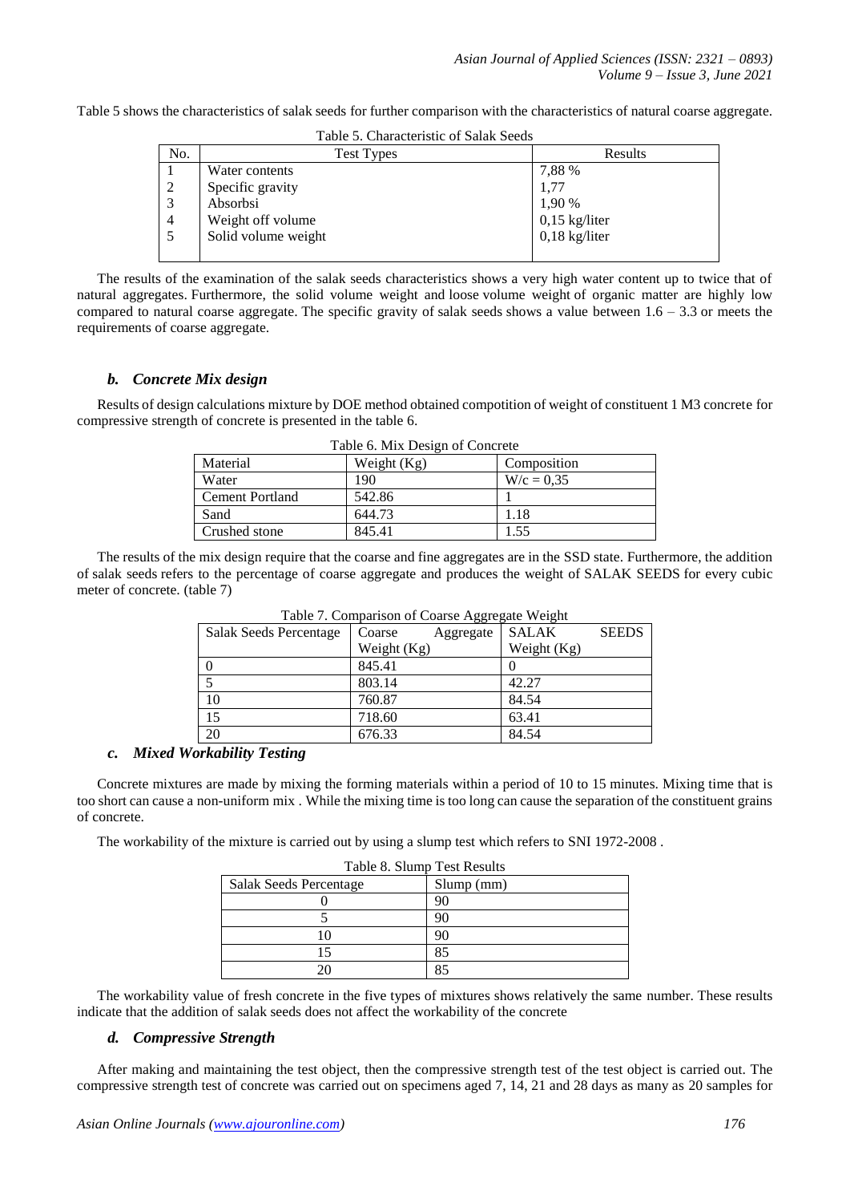Table 5 shows the characteristics of salak seeds for further comparison with the characteristics of natural coarse aggregate.

Table 5. Characteristic of Salak Seeds

| No. | Test Types | Results |
|---|---|---|
| 1 | Water contents | 7,88 % |
| 2 | Specific gravity | 1,77 |
| 3 | Absorbsi | 1,90 % |
| 4 | Weight off volume | 0,15 kg/liter |
| 5 | Solid volume weight | 0,18 kg/liter |

The results of the examination of the salak seeds characteristics shows a very high water content up to twice that of natural aggregates. Furthermore, the solid volume weight and loose volume weight of organic matter are highly low compared to natural coarse aggregate. The specific gravity of salak seeds shows a value between 1.6 – 3.3 or meets the requirements of coarse aggregate.

### *b. Concrete Mix design*

Results of design calculations mixture by DOE method obtained compotition of weight of constituent 1 M3 concrete for compressive strength of concrete is presented in the table 6.

Table 6. Mix Design of Concrete

| Material | Weight (Kg) | Composition |
|---|---|---|
| Water | 190 | W/c = 0,35 |
| Cement Portland | 542.86 | 1 |
| Sand | 644.73 | 1.18 |
| Crushed stone | 845.41 | 1.55 |

The results of the mix design require that the coarse and fine aggregates are in the SSD state. Furthermore, the addition of salak seeds refers to the percentage of coarse aggregate and produces the weight of SALAK SEEDS for every cubic meter of concrete. (table 7)

Table 7. Comparison of Coarse Aggregate Weight

| Salak Seeds Percentage | Coarse Aggregate Weight (Kg) | SALAK SEEDS Weight (Kg) |
|---|---|---|
| 0 | 845.41 | 0 |
| 5 | 803.14 | 42.27 |
| 10 | 760.87 | 84.54 |
| 15 | 718.60 | 63.41 |
| 20 | 676.33 | 84.54 |

### *c. Mixed Workability Testing*

Concrete mixtures are made by mixing the forming materials within a period of 10 to 15 minutes. Mixing time that is too short can cause a non-uniform mix . While the mixing time is too long can cause the separation of the constituent grains of concrete.

The workability of the mixture is carried out by using a slump test which refers to SNI 1972-2008 .

Table 8. Slump Test Results

| Salak Seeds Percentage | Slump (mm) |
|---|---|
| 0 | 90 |
| 5 | 90 |
| 10 | 90 |
| 15 | 85 |
| 20 | 85 |

The workability value of fresh concrete in the five types of mixtures shows relatively the same number. These results indicate that the addition of salak seeds does not affect the workability of the concrete

### *d. Compressive Strength*

After making and maintaining the test object, then the compressive strength test of the test object is carried out. The compressive strength test of concrete was carried out on specimens aged 7, 14, 21 and 28 days as many as 20 samples for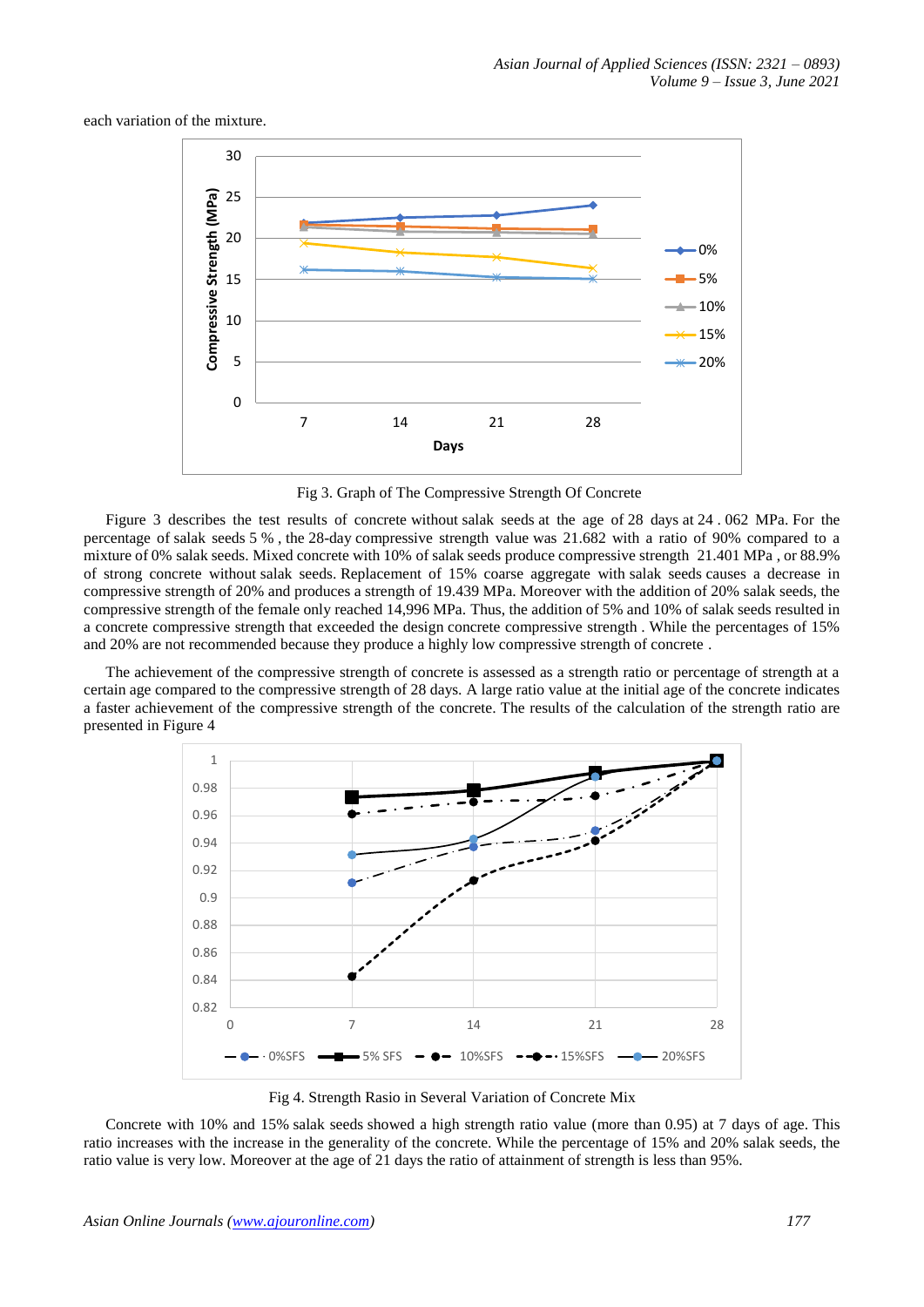each variation of the mixture.

Fig 3. Graph of The Compressive Strength Of Concrete

Figure 3 describes the test results of concrete without salak seeds at the age of 28 days at 24 . 062 MPa. For the percentage of salak seeds 5 % , the 28-day compressive strength value was 21.682 with a ratio of 90% compared to a mixture of 0% salak seeds. Mixed concrete with 10% of salak seeds produce compressive strength 21.401 MPa , or 88.9% of strong concrete without salak seeds. Replacement of 15% coarse aggregate with salak seeds causes a decrease in compressive strength of 20% and produces a strength of 19.439 MPa. Moreover with the addition of 20% salak seeds, the compressive strength of the female only reached 14,996 MPa. Thus, the addition of 5% and 10% of salak seeds resulted in a concrete compressive strength that exceeded the design concrete compressive strength . While the percentages of 15% and 20% are not recommended because they produce a highly low compressive strength of concrete .

The achievement of the compressive strength of concrete is assessed as a strength ratio or percentage of strength at a certain age compared to the compressive strength of 28 days. A large ratio value at the initial age of the concrete indicates a faster achievement of the compressive strength of the concrete. The results of the calculation of the strength ratio are presented in Figure 4

Fig 4. Strength Rasio in Several Variation of Concrete Mix

Concrete with 10% and 15% salak seeds showed a high strength ratio value (more than 0.95) at 7 days of age. This ratio increases with the increase in the generality of the concrete. While the percentage of 15% and 20% salak seeds, the ratio value is very low. Moreover at the age of 21 days the ratio of attainment of strength is less than 95%.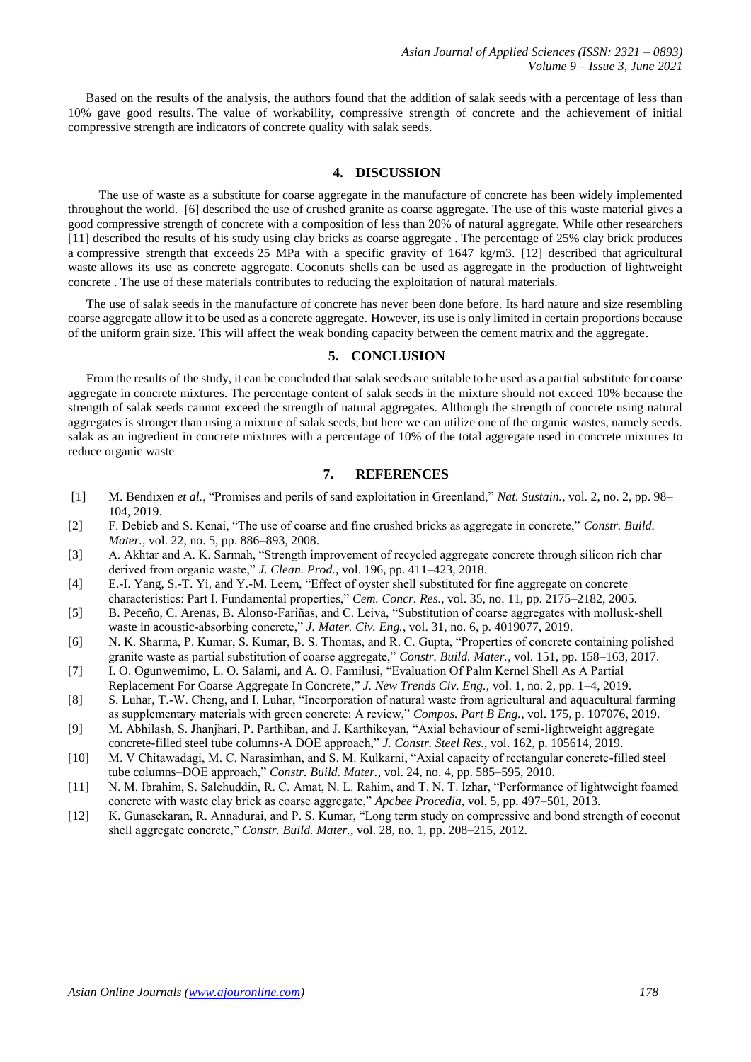Based on the results of the analysis, the authors found that the addition of salak seeds with a percentage of less than 10% gave good results. The value of workability, compressive strength of concrete and the achievement of initial compressive strength are indicators of concrete quality with salak seeds.

## 4. DISCUSSION

The use of waste as a substitute for coarse aggregate in the manufacture of concrete has been widely implemented throughout the world. [6] described the use of crushed granite as coarse aggregate. The use of this waste material gives a good compressive strength of concrete with a composition of less than 20% of natural aggregate. While other researchers [11] described the results of his study using clay bricks as coarse aggregate . The percentage of 25% clay brick produces a compressive strength that exceeds 25 MPa with a specific gravity of 1647 kg/m3. [12] described that agricultural waste allows its use as concrete aggregate. Coconuts shells can be used as aggregate in the production of lightweight concrete . The use of these materials contributes to reducing the exploitation of natural materials.

The use of salak seeds in the manufacture of concrete has never been done before. Its hard nature and size resembling coarse aggregate allow it to be used as a concrete aggregate. However, its use is only limited in certain proportions because of the uniform grain size. This will affect the weak bonding capacity between the cement matrix and the aggregate.

## 5. CONCLUSION

From the results of the study, it can be concluded that salak seeds are suitable to be used as a partial substitute for coarse aggregate in concrete mixtures. The percentage content of salak seeds in the mixture should not exceed 10% because the strength of salak seeds cannot exceed the strength of natural aggregates. Although the strength of concrete using natural aggregates is stronger than using a mixture of salak seeds, but here we can utilize one of the organic wastes, namely seeds. salak as an ingredient in concrete mixtures with a percentage of 10% of the total aggregate used in concrete mixtures to reduce organic waste

## 7. REFERENCES

[1] M. Bendixen *et al.*, "Promises and perils of sand exploitation in Greenland," *Nat. Sustain.*, vol. 2, no. 2, pp. 98–104, 2019.

[2] F. Debieb and S. Kenai, "The use of coarse and fine crushed bricks as aggregate in concrete," *Constr. Build. Mater.*, vol. 22, no. 5, pp. 886–893, 2008.

[3] A. Akhtar and A. K. Sarmah, "Strength improvement of recycled aggregate concrete through silicon rich char derived from organic waste," *J. Clean. Prod.*, vol. 196, pp. 411–423, 2018.

[4] E.-I. Yang, S.-T. Yi, and Y.-M. Leem, "Effect of oyster shell substituted for fine aggregate on concrete characteristics: Part I. Fundamental properties," *Cem. Concr. Res.*, vol. 35, no. 11, pp. 2175–2182, 2005.

[5] B. Peceño, C. Arenas, B. Alonso-Fariñas, and C. Leiva, "Substitution of coarse aggregates with mollusk-shell waste in acoustic-absorbing concrete," *J. Mater. Civ. Eng.*, vol. 31, no. 6, p. 4019077, 2019.

[6] N. K. Sharma, P. Kumar, S. Kumar, B. S. Thomas, and R. C. Gupta, "Properties of concrete containing polished granite waste as partial substitution of coarse aggregate," *Constr. Build. Mater.*, vol. 151, pp. 158–163, 2017.

[7] I. O. Ogunwemimo, L. O. Salami, and A. O. Familusi, "Evaluation Of Palm Kernel Shell As A Partial Replacement For Coarse Aggregate In Concrete," *J. New Trends Civ. Eng.*, vol. 1, no. 2, pp. 1–4, 2019.

[8] S. Luhar, T.-W. Cheng, and I. Luhar, "Incorporation of natural waste from agricultural and aquacultural farming as supplementary materials with green concrete: A review," *Compos. Part B Eng.*, vol. 175, p. 107076, 2019.

[9] M. Abhilash, S. Jhanjhari, P. Parthiban, and J. Karthikeyan, "Axial behaviour of semi-lightweight aggregate concrete-filled steel tube columns-A DOE approach," *J. Constr. Steel Res.*, vol. 162, p. 105614, 2019.

[10] M. V Chitawadagi, M. C. Narasimhan, and S. M. Kulkarni, "Axial capacity of rectangular concrete-filled steel tube columns–DOE approach," *Constr. Build. Mater.*, vol. 24, no. 4, pp. 585–595, 2010.

[11] N. M. Ibrahim, S. Salehuddin, R. C. Amat, N. L. Rahim, and T. N. T. Izhar, "Performance of lightweight foamed concrete with waste clay brick as coarse aggregate," *Apcbee Procedia*, vol. 5, pp. 497–501, 2013.

[12] K. Gunasekaran, R. Annadurai, and P. S. Kumar, "Long term study on compressive and bond strength of coconut shell aggregate concrete," *Constr. Build. Mater.*, vol. 28, no. 1, pp. 208–215, 2012.